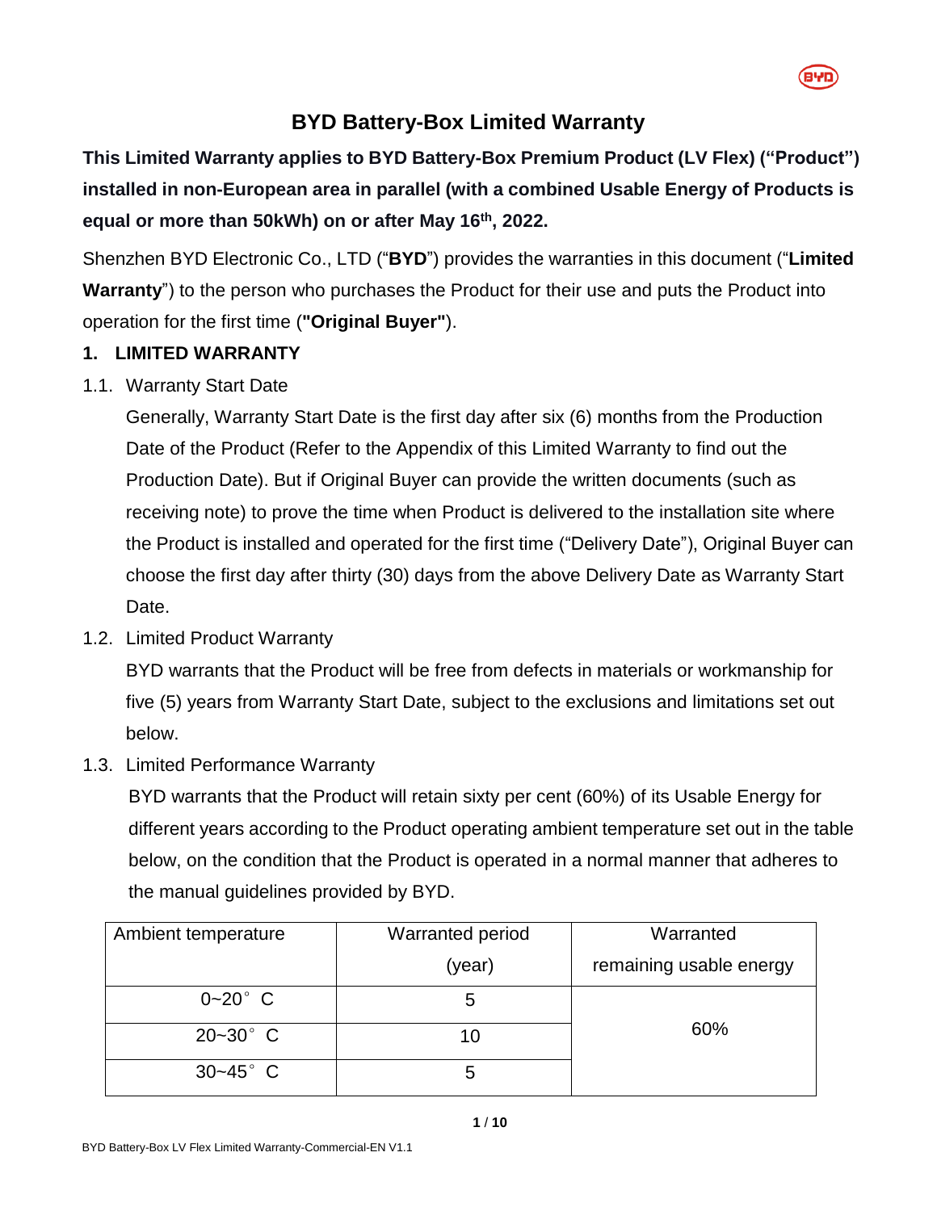# BYD Battery-Box Limited Warranty

**This Limited Warranty applies to BYD Battery-Box Premium Product (LV Flex) ("Product") installed in non-European area in parallel (with a combined Usable Energy of Products is equal or more than 50kWh) on or after May 16th, 2022.**

Shenzhen BYD Electronic Co., LTD ("**BYD**") provides the warranties in this document ("**Limited Warranty**") to the person who purchases the Product for their use and puts the Product into operation for the first time (**"Original Buyer"**).

## 1. LIMITED WARRANTY

1.1. Warranty Start Date

Generally, Warranty Start Date is the first day after six (6) months from the Production Date of the Product (Refer to the Appendix of this Limited Warranty to find out the Production Date). But if Original Buyer can provide the written documents (such as receiving note) to prove the time when Product is delivered to the installation site where the Product is installed and operated for the first time ("Delivery Date"), Original Buyer can choose the first day after thirty (30) days from the above Delivery Date as Warranty Start Date.

1.2. Limited Product Warranty

BYD warrants that the Product will be free from defects in materials or workmanship for five (5) years from Warranty Start Date, subject to the exclusions and limitations set out below.

1.3. Limited Performance Warranty

BYD warrants that the Product will retain sixty per cent (60%) of its Usable Energy for different years according to the Product operating ambient temperature set out in the table below, on the condition that the Product is operated in a normal manner that adheres to the manual guidelines provided by BYD.

| Ambient temperature | Warranted period (year) | Warranted remaining usable energy |
|---|---|---|
| 0~20° C | 5 | 60% |
| 20~30° C | 10 | |
| 30~45° C | 5 | |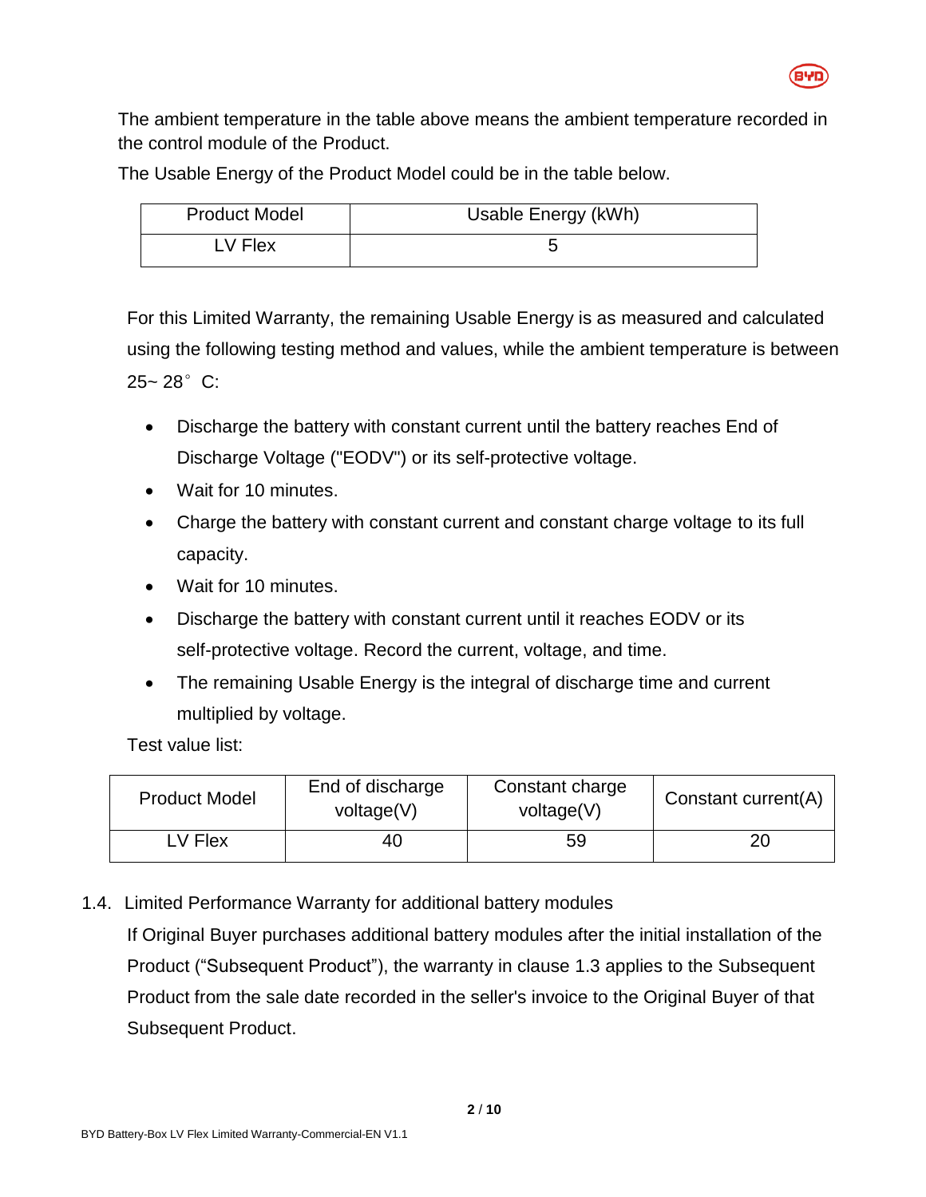The ambient temperature in the table above means the ambient temperature recorded in the control module of the Product.

The Usable Energy of the Product Model could be in the table below.

| Product Model | Usable Energy (kWh) |
| --- | --- |
| LV Flex | 5 |

For this Limited Warranty, the remaining Usable Energy is as measured and calculated using the following testing method and values, while the ambient temperature is between 25~ 28°C:

- Discharge the battery with constant current until the battery reaches End of Discharge Voltage ("EODV") or its self-protective voltage.
- Wait for 10 minutes.
- Charge the battery with constant current and constant charge voltage to its full capacity.
- Wait for 10 minutes.
- Discharge the battery with constant current until it reaches EODV or its self-protective voltage. Record the current, voltage, and time.
- The remaining Usable Energy is the integral of discharge time and current multiplied by voltage.

Test value list:

| Product Model | End of discharge voltage(V) | Constant charge voltage(V) | Constant current(A) |
| --- | --- | --- | --- |
| LV Flex | 40 | 59 | 20 |

1.4. Limited Performance Warranty for additional battery modules

If Original Buyer purchases additional battery modules after the initial installation of the Product ("Subsequent Product"), the warranty in clause 1.3 applies to the Subsequent Product from the sale date recorded in the seller's invoice to the Original Buyer of that Subsequent Product.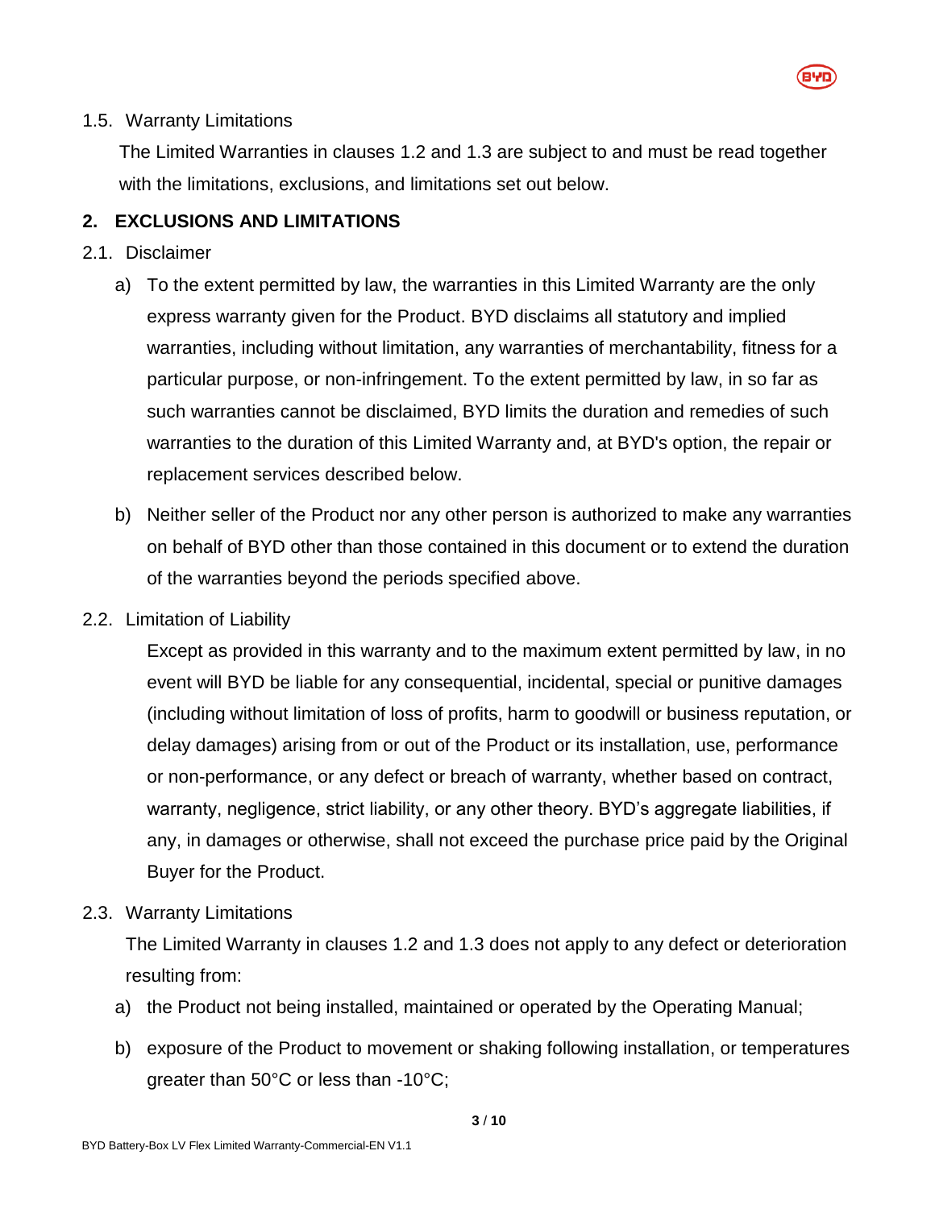1.5. Warranty Limitations

The Limited Warranties in clauses 1.2 and 1.3 are subject to and must be read together with the limitations, exclusions, and limitations set out below.

## 2. EXCLUSIONS AND LIMITATIONS

2.1. Disclaimer

a) To the extent permitted by law, the warranties in this Limited Warranty are the only express warranty given for the Product. BYD disclaims all statutory and implied warranties, including without limitation, any warranties of merchantability, fitness for a particular purpose, or non-infringement. To the extent permitted by law, in so far as such warranties cannot be disclaimed, BYD limits the duration and remedies of such warranties to the duration of this Limited Warranty and, at BYD's option, the repair or replacement services described below.

b) Neither seller of the Product nor any other person is authorized to make any warranties on behalf of BYD other than those contained in this document or to extend the duration of the warranties beyond the periods specified above.

2.2. Limitation of Liability

Except as provided in this warranty and to the maximum extent permitted by law, in no event will BYD be liable for any consequential, incidental, special or punitive damages (including without limitation of loss of profits, harm to goodwill or business reputation, or delay damages) arising from or out of the Product or its installation, use, performance or non-performance, or any defect or breach of warranty, whether based on contract, warranty, negligence, strict liability, or any other theory. BYD's aggregate liabilities, if any, in damages or otherwise, shall not exceed the purchase price paid by the Original Buyer for the Product.

2.3. Warranty Limitations

The Limited Warranty in clauses 1.2 and 1.3 does not apply to any defect or deterioration resulting from:

a) the Product not being installed, maintained or operated by the Operating Manual;

b) exposure of the Product to movement or shaking following installation, or temperatures greater than 50°C or less than -10°C;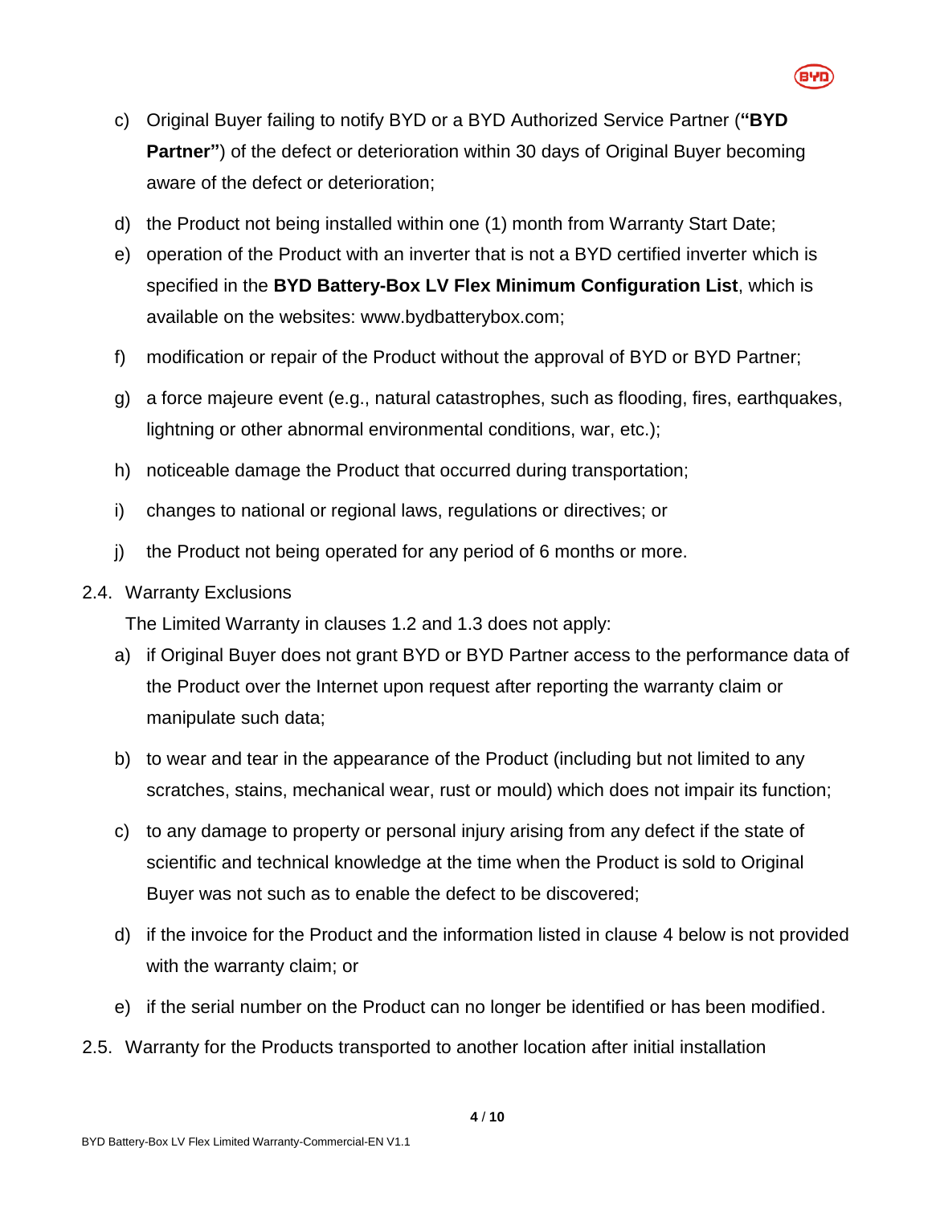c) Original Buyer failing to notify BYD or a BYD Authorized Service Partner (**"BYD Partner"**) of the defect or deterioration within 30 days of Original Buyer becoming aware of the defect or deterioration;

d) the Product not being installed within one (1) month from Warranty Start Date;

e) operation of the Product with an inverter that is not a BYD certified inverter which is specified in the **BYD Battery-Box LV Flex Minimum Configuration List**, which is available on the websites: www.bydbatterybox.com;

f) modification or repair of the Product without the approval of BYD or BYD Partner;

g) a force majeure event (e.g., natural catastrophes, such as flooding, fires, earthquakes, lightning or other abnormal environmental conditions, war, etc.);

h) noticeable damage the Product that occurred during transportation;

i) changes to national or regional laws, regulations or directives; or

j) the Product not being operated for any period of 6 months or more.

2.4. Warranty Exclusions

The Limited Warranty in clauses 1.2 and 1.3 does not apply:

a) if Original Buyer does not grant BYD or BYD Partner access to the performance data of the Product over the Internet upon request after reporting the warranty claim or manipulate such data;

b) to wear and tear in the appearance of the Product (including but not limited to any scratches, stains, mechanical wear, rust or mould) which does not impair its function;

c) to any damage to property or personal injury arising from any defect if the state of scientific and technical knowledge at the time when the Product is sold to Original Buyer was not such as to enable the defect to be discovered;

d) if the invoice for the Product and the information listed in clause 4 below is not provided with the warranty claim; or

e) if the serial number on the Product can no longer be identified or has been modified.

2.5. Warranty for the Products transported to another location after initial installation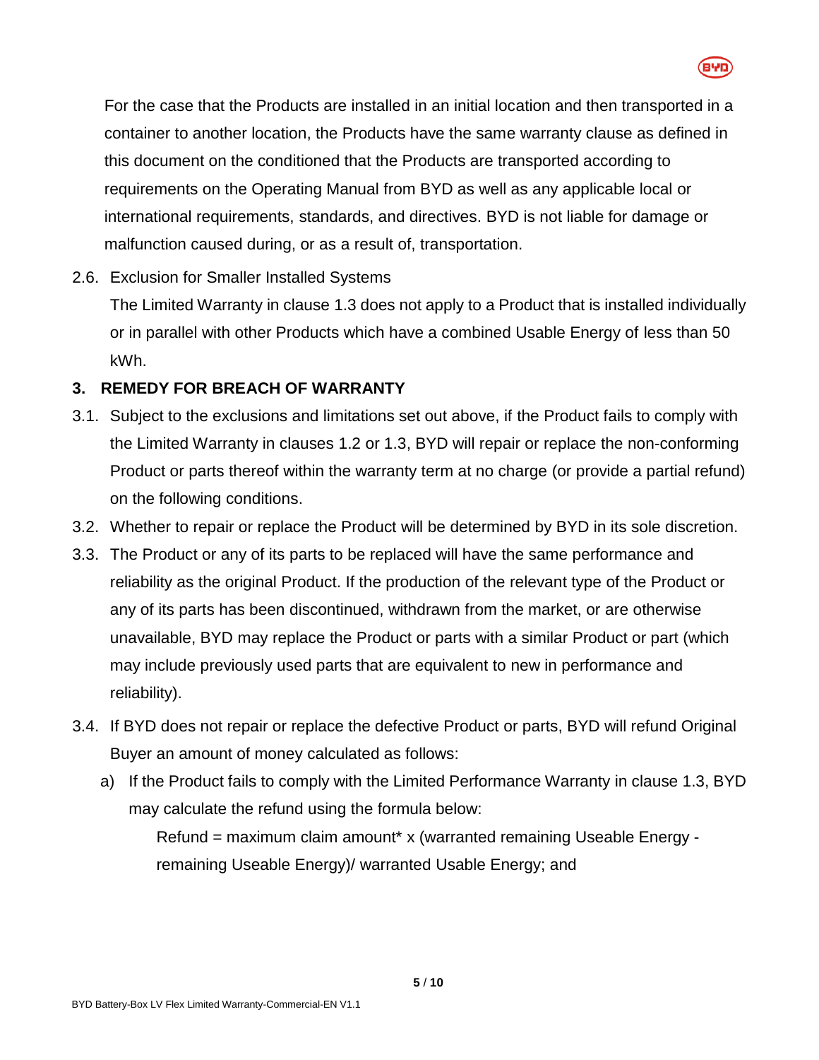For the case that the Products are installed in an initial location and then transported in a container to another location, the Products have the same warranty clause as defined in this document on the conditioned that the Products are transported according to requirements on the Operating Manual from BYD as well as any applicable local or international requirements, standards, and directives. BYD is not liable for damage or malfunction caused during, or as a result of, transportation.

2.6. Exclusion for Smaller Installed Systems

The Limited Warranty in clause 1.3 does not apply to a Product that is installed individually or in parallel with other Products which have a combined Usable Energy of less than 50 kWh.

## 3. REMEDY FOR BREACH OF WARRANTY

3.1. Subject to the exclusions and limitations set out above, if the Product fails to comply with the Limited Warranty in clauses 1.2 or 1.3, BYD will repair or replace the non-conforming Product or parts thereof within the warranty term at no charge (or provide a partial refund) on the following conditions.

3.2. Whether to repair or replace the Product will be determined by BYD in its sole discretion.

3.3. The Product or any of its parts to be replaced will have the same performance and reliability as the original Product. If the production of the relevant type of the Product or any of its parts has been discontinued, withdrawn from the market, or are otherwise unavailable, BYD may replace the Product or parts with a similar Product or part (which may include previously used parts that are equivalent to new in performance and reliability).

3.4. If BYD does not repair or replace the defective Product or parts, BYD will refund Original Buyer an amount of money calculated as follows:

a) If the Product fails to comply with the Limited Performance Warranty in clause 1.3, BYD may calculate the refund using the formula below:

Refund = maximum claim amount* x (warranted remaining Useable Energy - remaining Useable Energy)/ warranted Usable Energy; and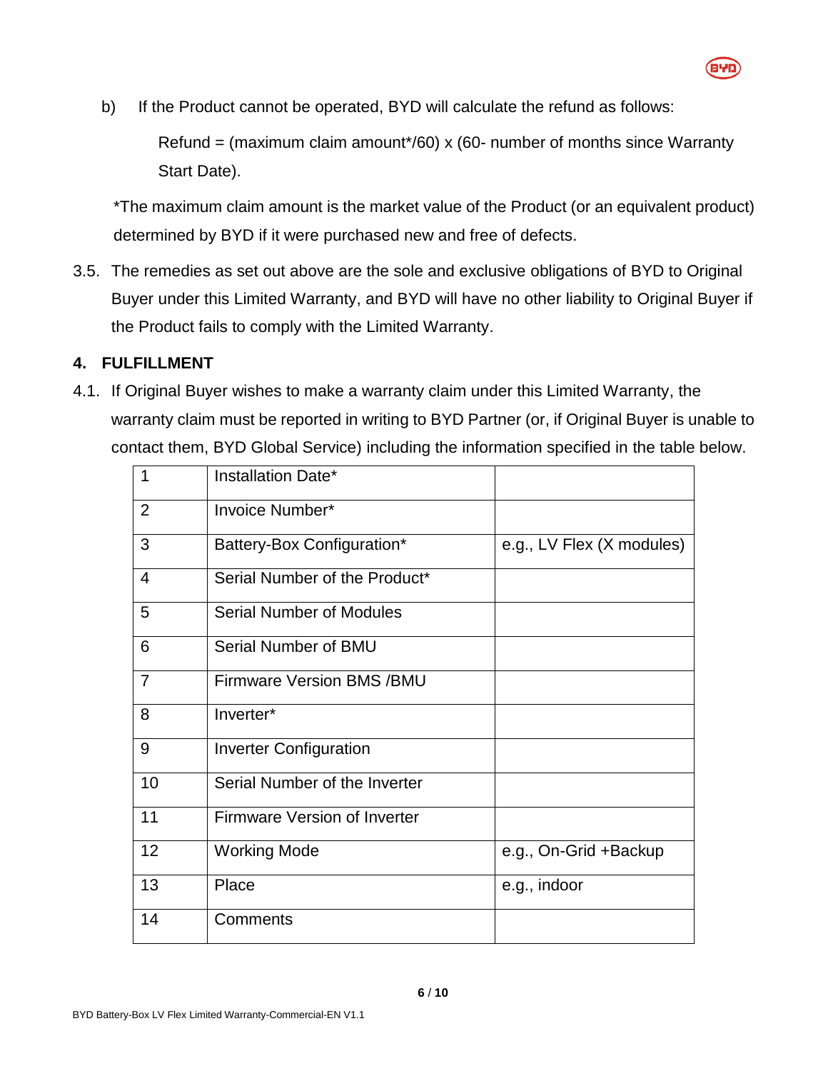b) If the Product cannot be operated, BYD will calculate the refund as follows:

Refund = (maximum claim amount*/60) x (60- number of months since Warranty Start Date).

*The maximum claim amount is the market value of the Product (or an equivalent product) determined by BYD if it were purchased new and free of defects.

3.5. The remedies as set out above are the sole and exclusive obligations of BYD to Original Buyer under this Limited Warranty, and BYD will have no other liability to Original Buyer if the Product fails to comply with the Limited Warranty.

## 4. FULFILLMENT

4.1. If Original Buyer wishes to make a warranty claim under this Limited Warranty, the warranty claim must be reported in writing to BYD Partner (or, if Original Buyer is unable to contact them, BYD Global Service) including the information specified in the table below.

| | | |
|---|---|---|
| 1 | Installation Date* | |
| 2 | Invoice Number* | |
| 3 | Battery-Box Configuration* | e.g., LV Flex (X modules) |
| 4 | Serial Number of the Product* | |
| 5 | Serial Number of Modules | |
| 6 | Serial Number of BMU | |
| 7 | Firmware Version BMS /BMU | |
| 8 | Inverter* | |
| 9 | Inverter Configuration | |
| 10 | Serial Number of the Inverter | |
| 11 | Firmware Version of Inverter | |
| 12 | Working Mode | e.g., On-Grid +Backup |
| 13 | Place | e.g., indoor |
| 14 | Comments | |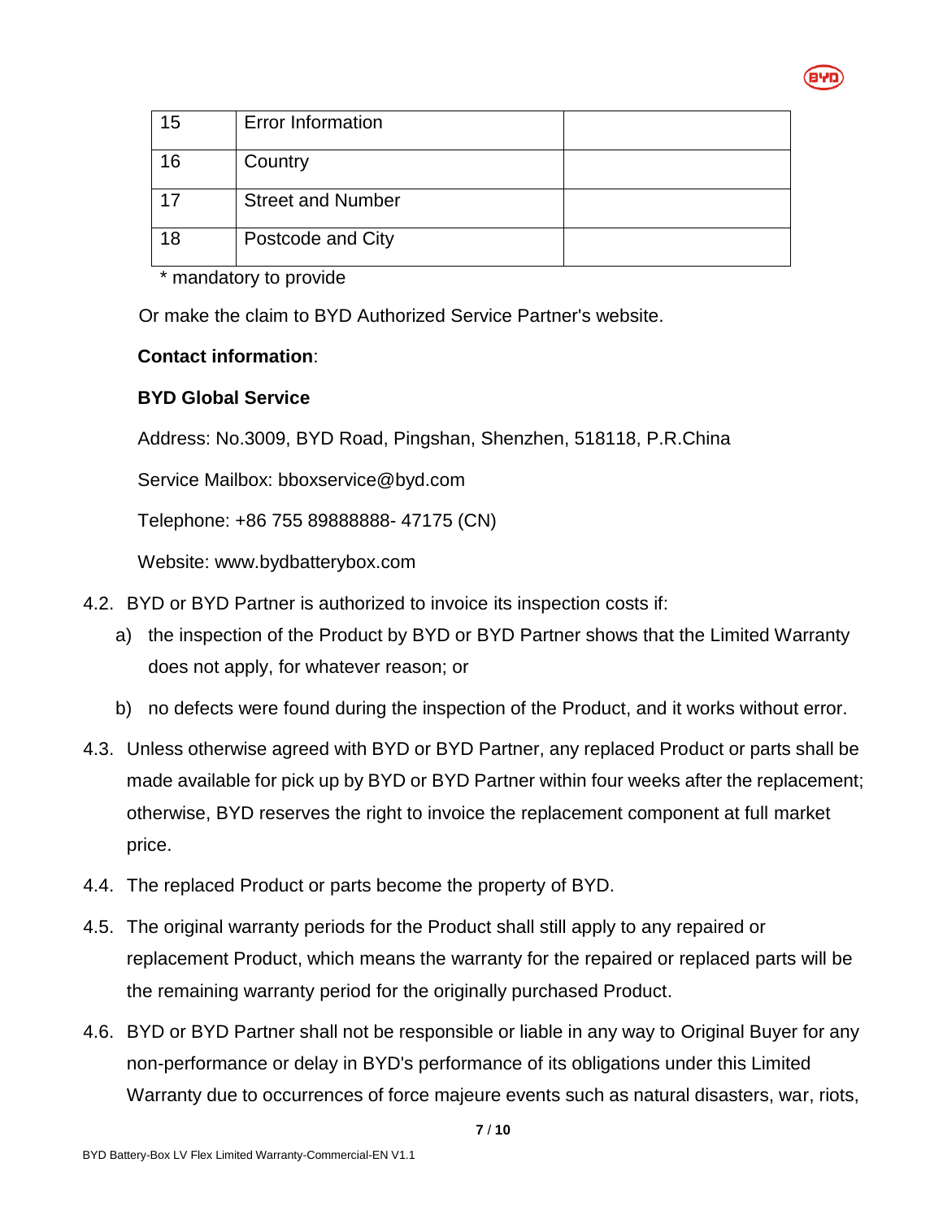| 15 | Error Information | |
|---|---|---|
| 16 | Country | |
| 17 | Street and Number | |
| 18 | Postcode and City | |

\* mandatory to provide

Or make the claim to BYD Authorized Service Partner's website.

**Contact information**:

**BYD Global Service**

Address: No.3009, BYD Road, Pingshan, Shenzhen, 518118, P.R.China

Service Mailbox: bboxservice@byd.com

Telephone: +86 755 89888888- 47175 (CN)

Website: www.bydbatterybox.com

4.2. BYD or BYD Partner is authorized to invoice its inspection costs if:

a) the inspection of the Product by BYD or BYD Partner shows that the Limited Warranty does not apply, for whatever reason; or

b) no defects were found during the inspection of the Product, and it works without error.

4.3. Unless otherwise agreed with BYD or BYD Partner, any replaced Product or parts shall be made available for pick up by BYD or BYD Partner within four weeks after the replacement; otherwise, BYD reserves the right to invoice the replacement component at full market price.

4.4. The replaced Product or parts become the property of BYD.

4.5. The original warranty periods for the Product shall still apply to any repaired or replacement Product, which means the warranty for the repaired or replaced parts will be the remaining warranty period for the originally purchased Product.

4.6. BYD or BYD Partner shall not be responsible or liable in any way to Original Buyer for any non-performance or delay in BYD's performance of its obligations under this Limited Warranty due to occurrences of force majeure events such as natural disasters, war, riots,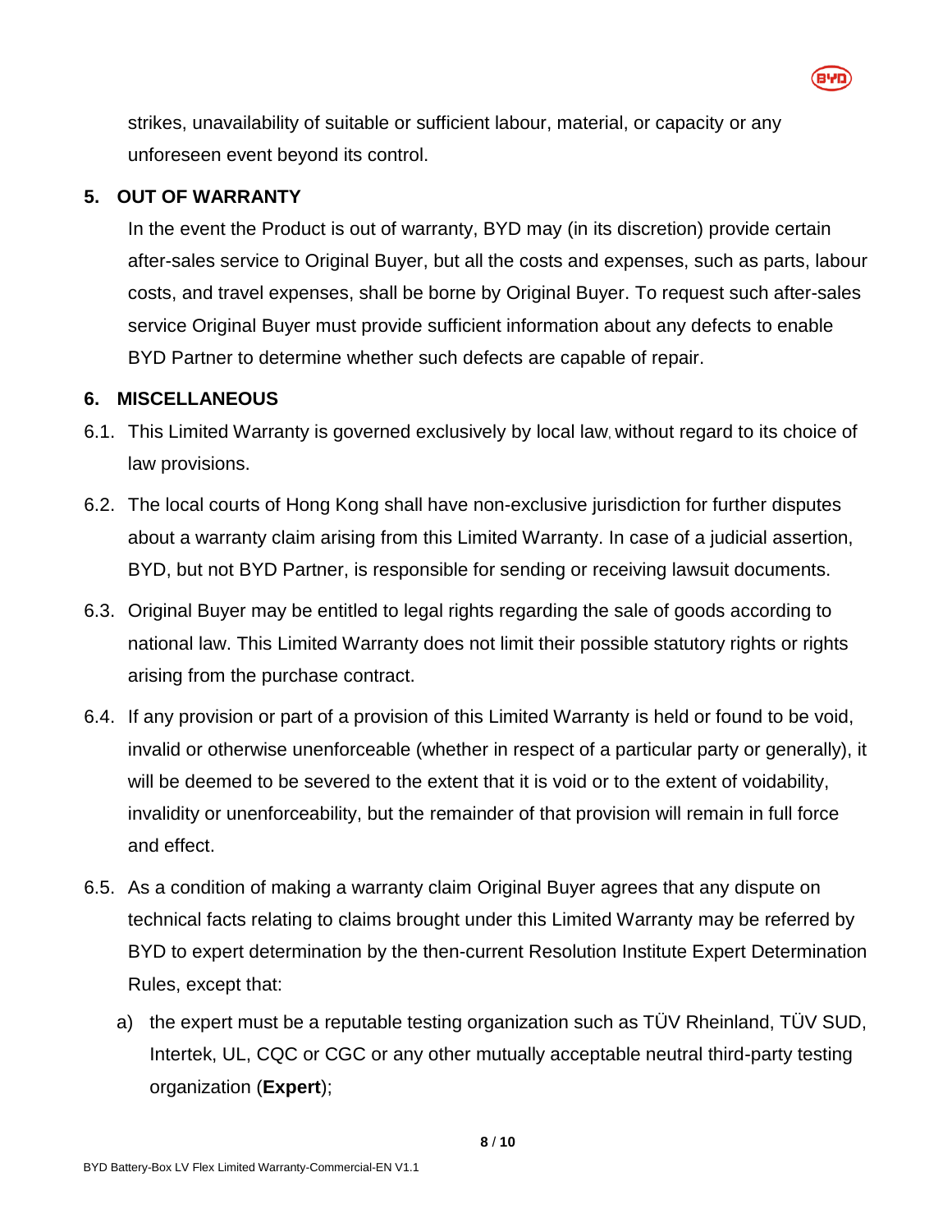strikes, unavailability of suitable or sufficient labour, material, or capacity or any unforeseen event beyond its control.

## 5. OUT OF WARRANTY

In the event the Product is out of warranty, BYD may (in its discretion) provide certain after-sales service to Original Buyer, but all the costs and expenses, such as parts, labour costs, and travel expenses, shall be borne by Original Buyer. To request such after-sales service Original Buyer must provide sufficient information about any defects to enable BYD Partner to determine whether such defects are capable of repair.

## 6. MISCELLANEOUS

6.1. This Limited Warranty is governed exclusively by local law, without regard to its choice of law provisions.

6.2. The local courts of Hong Kong shall have non-exclusive jurisdiction for further disputes about a warranty claim arising from this Limited Warranty. In case of a judicial assertion, BYD, but not BYD Partner, is responsible for sending or receiving lawsuit documents.

6.3. Original Buyer may be entitled to legal rights regarding the sale of goods according to national law. This Limited Warranty does not limit their possible statutory rights or rights arising from the purchase contract.

6.4. If any provision or part of a provision of this Limited Warranty is held or found to be void, invalid or otherwise unenforceable (whether in respect of a particular party or generally), it will be deemed to be severed to the extent that it is void or to the extent of voidability, invalidity or unenforceability, but the remainder of that provision will remain in full force and effect.

6.5. As a condition of making a warranty claim Original Buyer agrees that any dispute on technical facts relating to claims brought under this Limited Warranty may be referred by BYD to expert determination by the then-current Resolution Institute Expert Determination Rules, except that:

a) the expert must be a reputable testing organization such as TÜV Rheinland, TÜV SUD, Intertek, UL, CQC or CGC or any other mutually acceptable neutral third-party testing organization (**Expert**);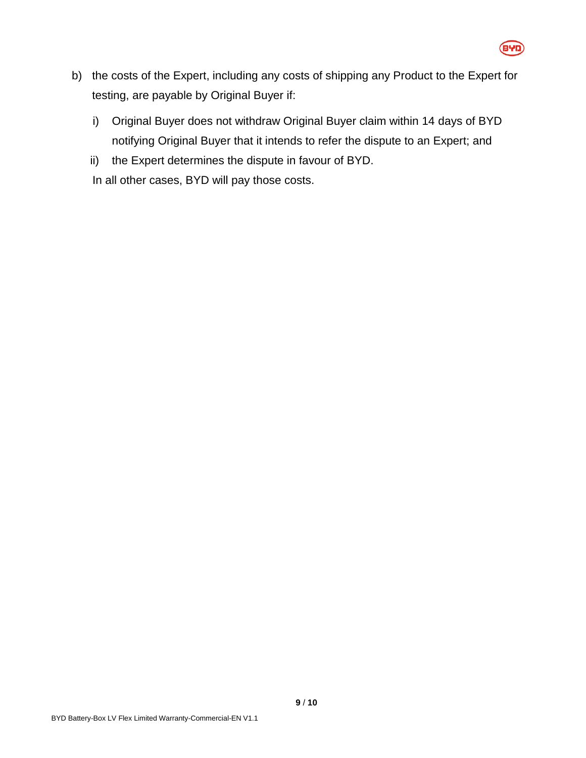b) the costs of the Expert, including any costs of shipping any Product to the Expert for testing, are payable by Original Buyer if:

   i) Original Buyer does not withdraw Original Buyer claim within 14 days of BYD notifying Original Buyer that it intends to refer the dispute to an Expert; and

   ii) the Expert determines the dispute in favour of BYD.

   In all other cases, BYD will pay those costs.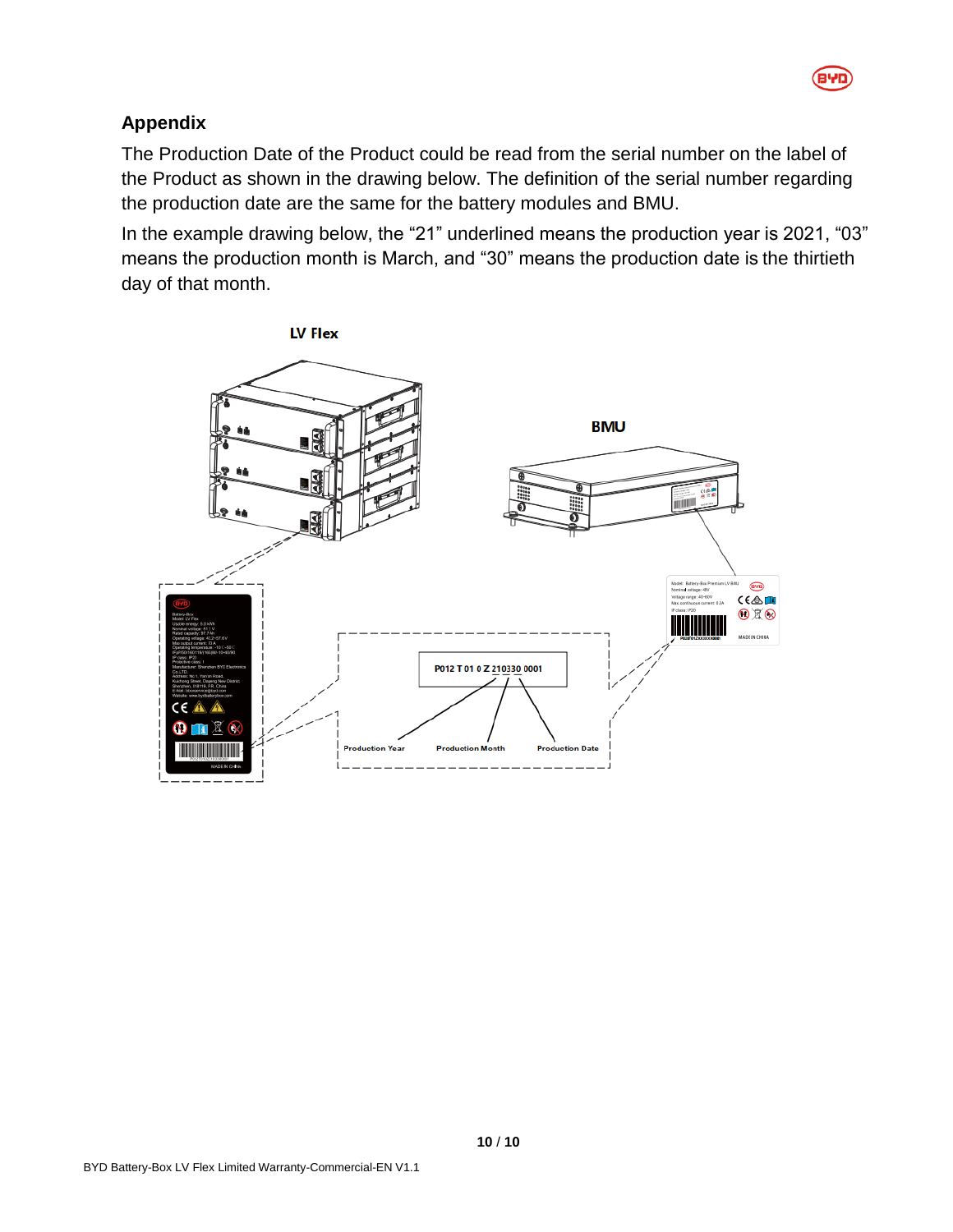## Appendix

The Production Date of the Product could be read from the serial number on the label of the Product as shown in the drawing below. The definition of the serial number regarding the production date are the same for the battery modules and BMU.

In the example drawing below, the “21” underlined means the production year is 2021, “03” means the production month is March, and “30” means the production date is the thirtieth day of that month.

LV Flex

BMU

P012 T 01 0 Z 210330 0001

Production Year

Production Month

Production Date